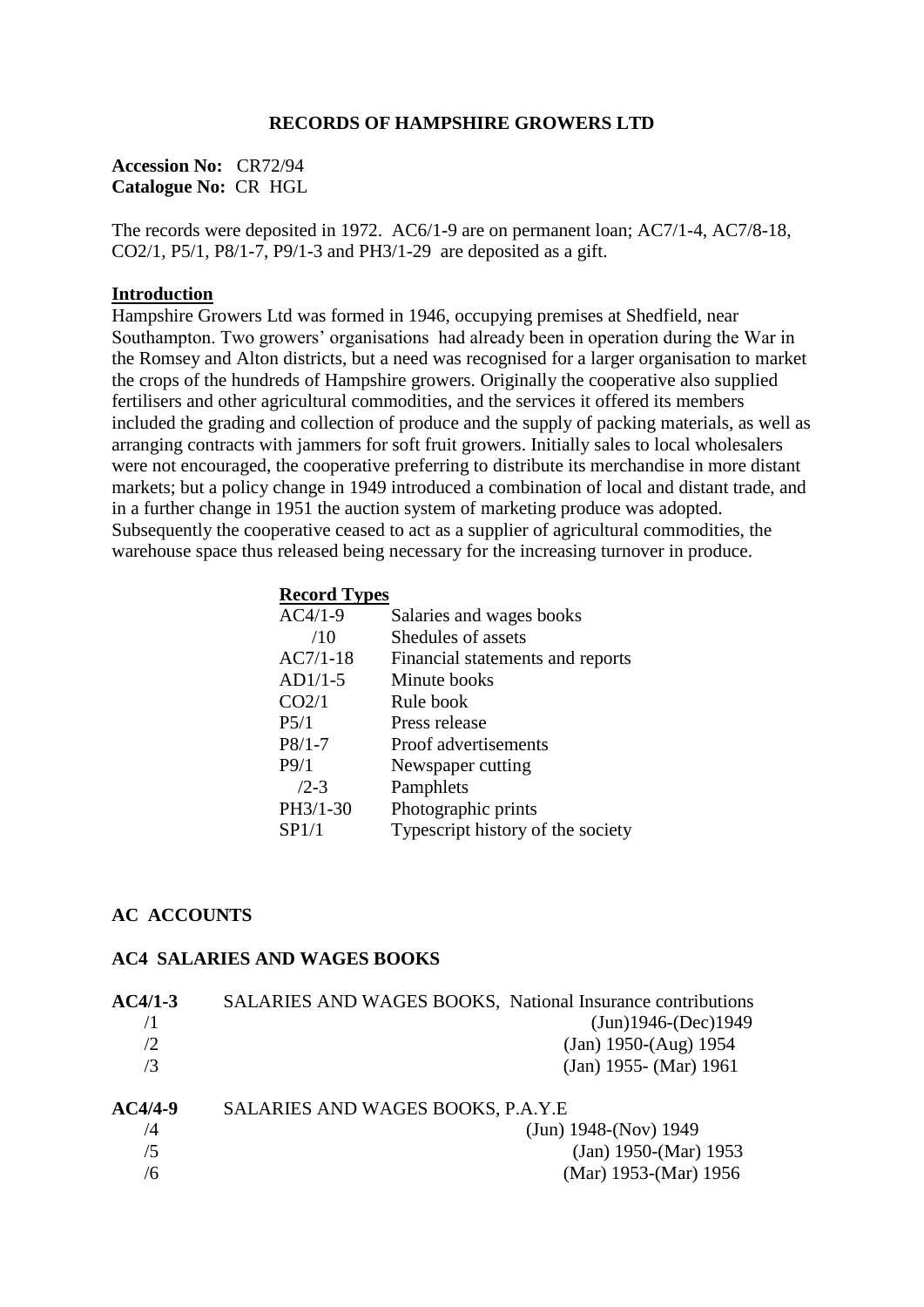# RECORDS OF HAMPSHIRE GROWERS LTD

**Accession No:** CR72/94
**Catalogue No:** CR HGL

The records were deposited in 1972. AC6/1-9 are on permanent loan; AC7/1-4, AC7/8-18, CO2/1, P5/1, P8/1-7, P9/1-3 and PH3/1-29 are deposited as a gift.

## Introduction

Hampshire Growers Ltd was formed in 1946, occupying premises at Shedfield, near Southampton. Two growers' organisations had already been in operation during the War in the Romsey and Alton districts, but a need was recognised for a larger organisation to market the crops of the hundreds of Hampshire growers. Originally the cooperative also supplied fertilisers and other agricultural commodities, and the services it offered its members included the grading and collection of produce and the supply of packing materials, as well as arranging contracts with jammers for soft fruit growers. Initially sales to local wholesalers were not encouraged, the cooperative preferring to distribute its merchandise in more distant markets; but a policy change in 1949 introduced a combination of local and distant trade, and in a further change in 1951 the auction system of marketing produce was adopted. Subsequently the cooperative ceased to act as a supplier of agricultural commodities, the warehouse space thus released being necessary for the increasing turnover in produce.

### Record Types

| | |
|---|---|
| AC4/1-9 | Salaries and wages books |
| /10 | Shedules of assets |
| AC7/1-18 | Financial statements and reports |
| AD1/1-5 | Minute books |
| CO2/1 | Rule book |
| P5/1 | Press release |
| P8/1-7 | Proof advertisements |
| P9/1 | Newspaper cutting |
| /2-3 | Pamphlets |
| PH3/1-30 | Photographic prints |
| SP1/1 | Typescript history of the society |

## AC ACCOUNTS

### AC4 SALARIES AND WAGES BOOKS

| | | |
|---|---|---|
| **AC4/1-3** | SALARIES AND WAGES BOOKS, National Insurance contributions | |
| /1 | | (Jun)1946-(Dec)1949 |
| /2 | | (Jan) 1950-(Aug) 1954 |
| /3 | | (Jan) 1955- (Mar) 1961 |
| **AC4/4-9** | SALARIES AND WAGES BOOKS, P.A.Y.E | |
| /4 | | (Jun) 1948-(Nov) 1949 |
| /5 | | (Jan) 1950-(Mar) 1953 |
| /6 | | (Mar) 1953-(Mar) 1956 |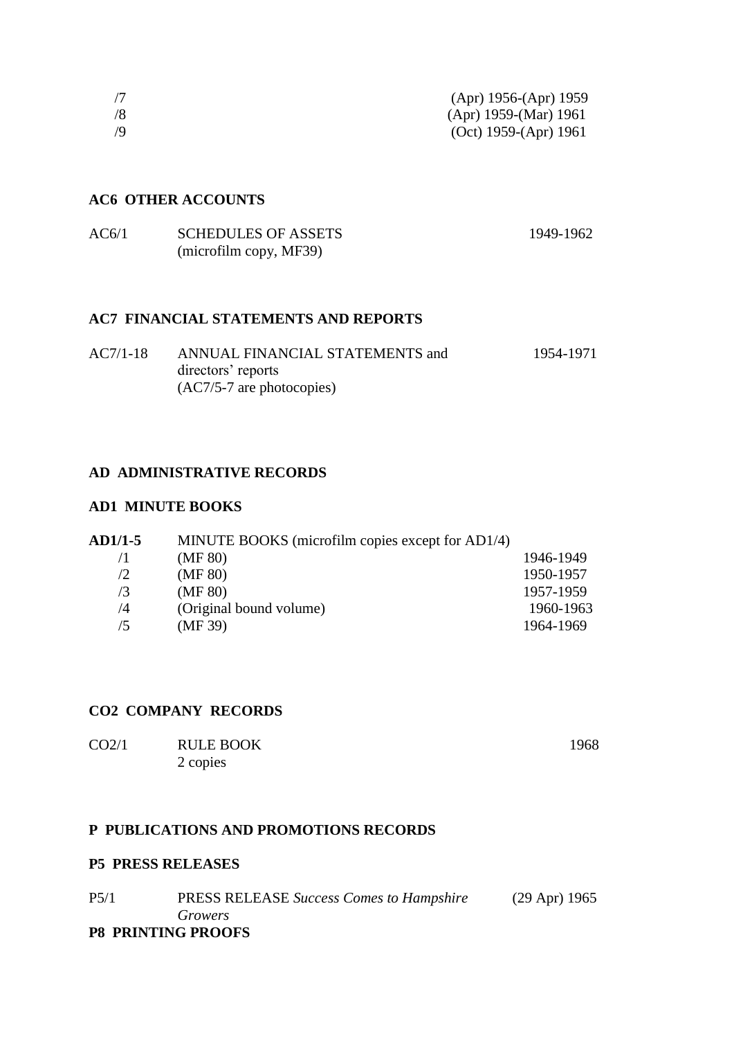| | | |
|---|---|---|
| /7 | | (Apr) 1956-(Apr) 1959 |
| /8 | | (Apr) 1959-(Mar) 1961 |
| /9 | | (Oct) 1959-(Apr) 1961 |

### AC6 OTHER ACCOUNTS

| | | |
|---|---|---|
| AC6/1 | SCHEDULES OF ASSETS (microfilm copy, MF39) | 1949-1962 |

### AC7 FINANCIAL STATEMENTS AND REPORTS

| | | |
|---|---|---|
| AC7/1-18 | ANNUAL FINANCIAL STATEMENTS and directors' reports (AC7/5-7 are photocopies) | 1954-1971 |

## AD ADMINISTRATIVE RECORDS

### AD1 MINUTE BOOKS

| | | |
|---|---|---|
| **AD1/1-5** | MINUTE BOOKS (microfilm copies except for AD1/4) | |
| /1 | (MF 80) | 1946-1949 |
| /2 | (MF 80) | 1950-1957 |
| /3 | (MF 80) | 1957-1959 |
| /4 | (Original bound volume) | 1960-1963 |
| /5 | (MF 39) | 1964-1969 |

### CO2 COMPANY RECORDS

| | | |
|---|---|---|
| CO2/1 | RULE BOOK 2 copies | 1968 |

## P PUBLICATIONS AND PROMOTIONS RECORDS

### P5 PRESS RELEASES

| | | |
|---|---|---|
| P5/1 | PRESS RELEASE *Success Comes to Hampshire Growers* | (29 Apr) 1965 |

### P8 PRINTING PROOFS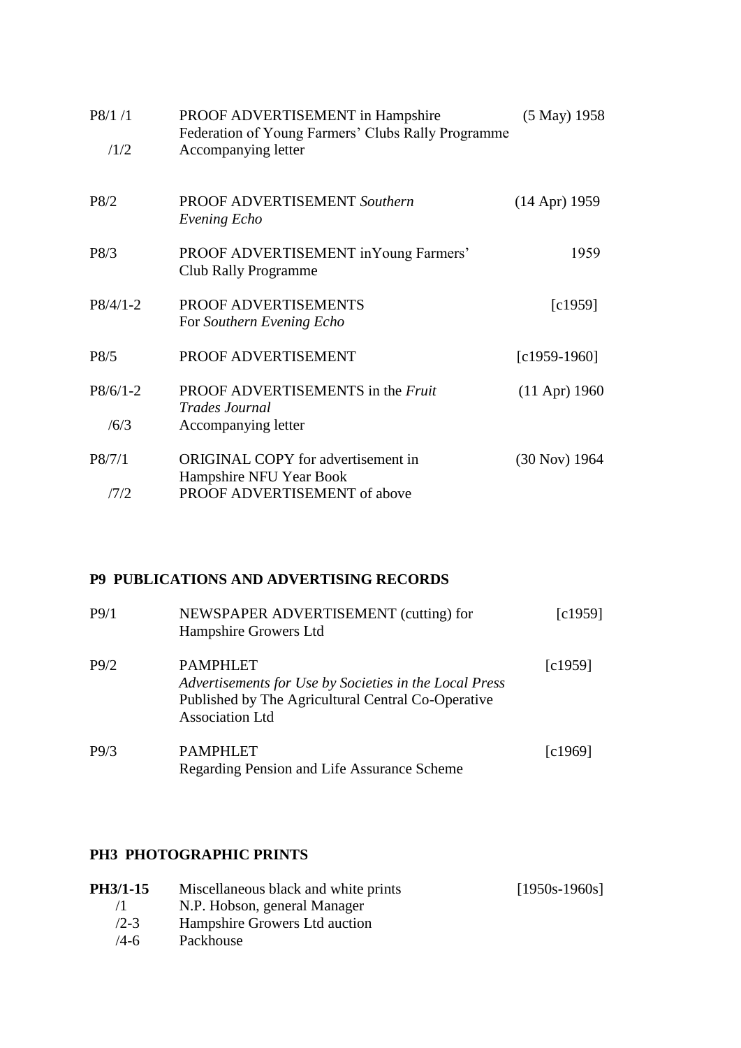| | | |
|---|---|---|
| P8/1 /1 | PROOF ADVERTISEMENT in Hampshire Federation of Young Farmers' Clubs Rally Programme | (5 May) 1958 |
| /1/2 | Accompanying letter | |
| P8/2 | PROOF ADVERTISEMENT *Southern Evening Echo* | (14 Apr) 1959 |
| P8/3 | PROOF ADVERTISEMENT inYoung Farmers' Club Rally Programme | 1959 |
| P8/4/1-2 | PROOF ADVERTISEMENTS For *Southern Evening Echo* | [c1959] |
| P8/5 | PROOF ADVERTISEMENT | [c1959-1960] |
| P8/6/1-2 | PROOF ADVERTISEMENTS in the *Fruit Trades Journal* | (11 Apr) 1960 |
| /6/3 | Accompanying letter | |
| P8/7/1 | ORIGINAL COPY for advertisement in Hampshire NFU Year Book | (30 Nov) 1964 |
| /7/2 | PROOF ADVERTISEMENT of above | |

## P9 PUBLICATIONS AND ADVERTISING RECORDS

| | | |
|---|---|---|
| P9/1 | NEWSPAPER ADVERTISEMENT (cutting) for Hampshire Growers Ltd | [c1959] |
| P9/2 | PAMPHLET *Advertisements for Use by Societies in the Local Press* Published by The Agricultural Central Co-Operative Association Ltd | [c1959] |
| P9/3 | PAMPHLET Regarding Pension and Life Assurance Scheme | [c1969] |

## PH3 PHOTOGRAPHIC PRINTS

| | | |
|---|---|---|
| **PH3/1-15** | Miscellaneous black and white prints | [1950s-1960s] |
| /1 | N.P. Hobson, general Manager | |
| /2-3 | Hampshire Growers Ltd auction | |
| /4-6 | Packhouse | |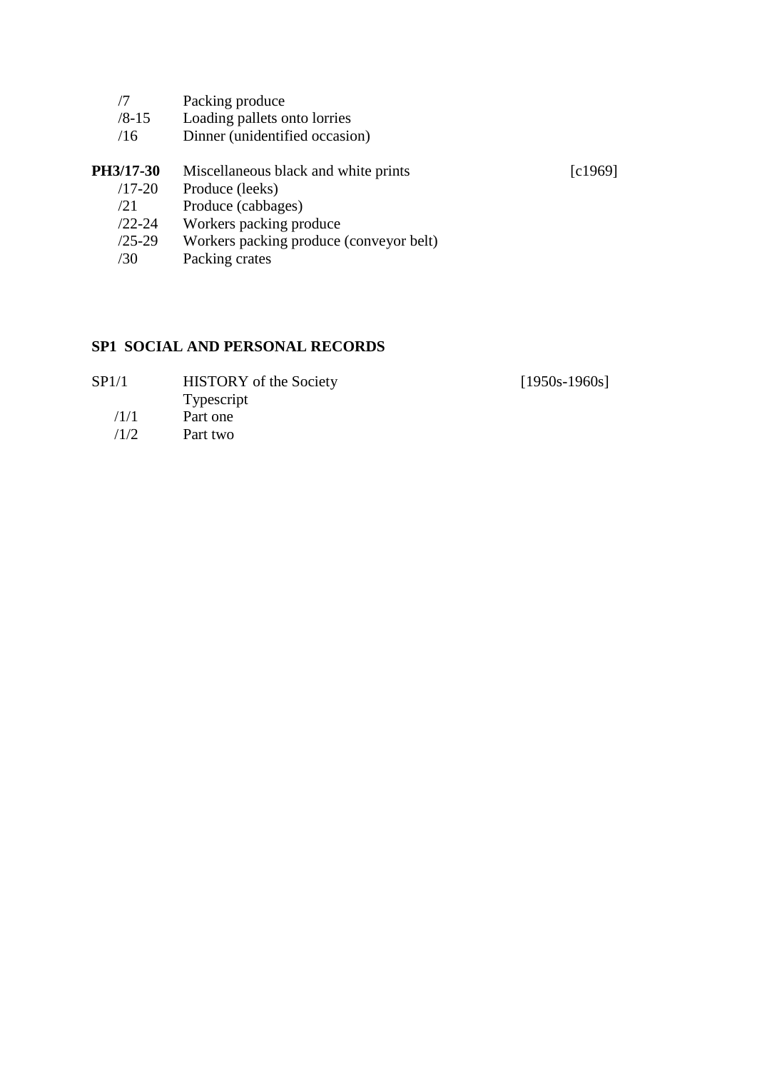| | | |
|---|---|---|
| /7 | Packing produce | |
| /8-15 | Loading pallets onto lorries | |
| /16 | Dinner (unidentified occasion) | |
| **PH3/17-30** | Miscellaneous black and white prints | [c1969] |
| /17-20 | Produce (leeks) | |
| /21 | Produce (cabbages) | |
| /22-24 | Workers packing produce | |
| /25-29 | Workers packing produce (conveyor belt) | |
| /30 | Packing crates | |

## SP1 SOCIAL AND PERSONAL RECORDS

| | | |
|---|---|---|
| SP1/1 | HISTORY of the Society<br>Typescript | [1950s-1960s] |
| /1/1 | Part one | |
| /1/2 | Part two | |